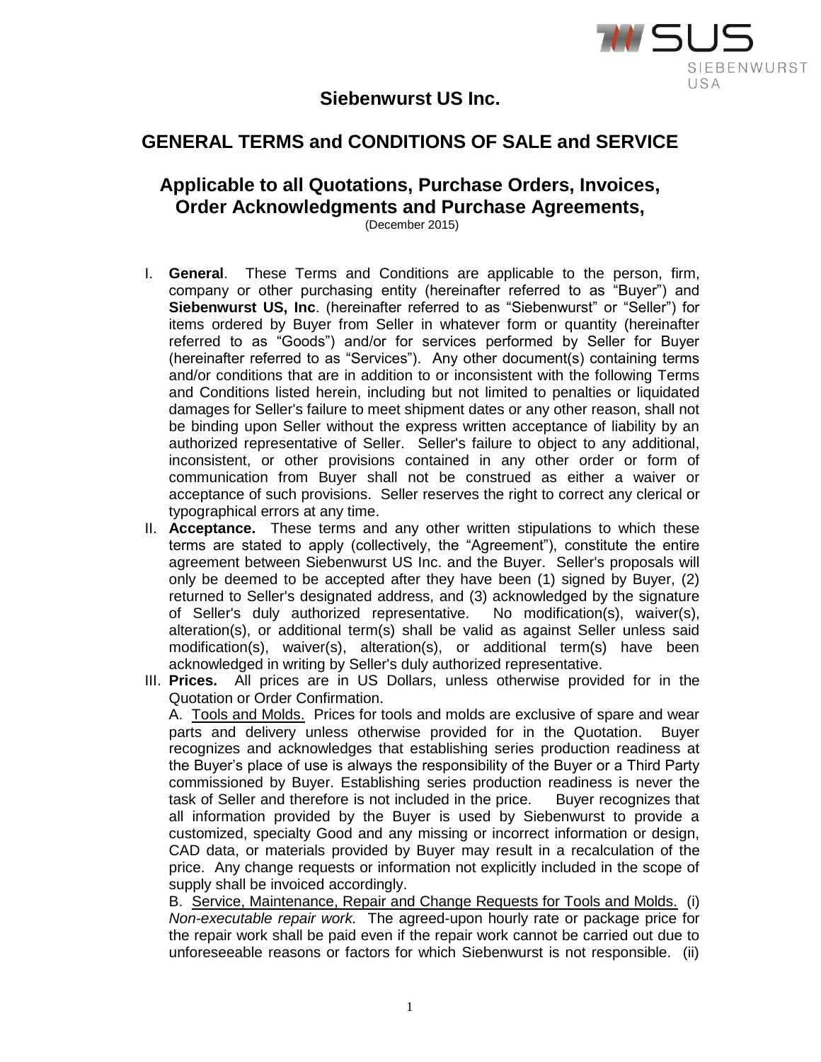# Siebenwurst US Inc.

## GENERAL TERMS and CONDITIONS OF SALE and SERVICE

## Applicable to all Quotations, Purchase Orders, Invoices, Order Acknowledgments and Purchase Agreements,

(December 2015)

I. **General**. These Terms and Conditions are applicable to the person, firm, company or other purchasing entity (hereinafter referred to as "Buyer") and **Siebenwurst US, Inc**. (hereinafter referred to as "Siebenwurst" or "Seller") for items ordered by Buyer from Seller in whatever form or quantity (hereinafter referred to as "Goods") and/or for services performed by Seller for Buyer (hereinafter referred to as "Services"). Any other document(s) containing terms and/or conditions that are in addition to or inconsistent with the following Terms and Conditions listed herein, including but not limited to penalties or liquidated damages for Seller's failure to meet shipment dates or any other reason, shall not be binding upon Seller without the express written acceptance of liability by an authorized representative of Seller. Seller's failure to object to any additional, inconsistent, or other provisions contained in any other order or form of communication from Buyer shall not be construed as either a waiver or acceptance of such provisions. Seller reserves the right to correct any clerical or typographical errors at any time.

II. **Acceptance.** These terms and any other written stipulations to which these terms are stated to apply (collectively, the "Agreement"), constitute the entire agreement between Siebenwurst US Inc. and the Buyer. Seller's proposals will only be deemed to be accepted after they have been (1) signed by Buyer, (2) returned to Seller's designated address, and (3) acknowledged by the signature of Seller's duly authorized representative. No modification(s), waiver(s), alteration(s), or additional term(s) shall be valid as against Seller unless said modification(s), waiver(s), alteration(s), or additional term(s) have been acknowledged in writing by Seller's duly authorized representative.

III. **Prices.** All prices are in US Dollars, unless otherwise provided for in the Quotation or Order Confirmation.

A. Tools and Molds. Prices for tools and molds are exclusive of spare and wear parts and delivery unless otherwise provided for in the Quotation. Buyer recognizes and acknowledges that establishing series production readiness at the Buyer's place of use is always the responsibility of the Buyer or a Third Party commissioned by Buyer. Establishing series production readiness is never the task of Seller and therefore is not included in the price. Buyer recognizes that all information provided by the Buyer is used by Siebenwurst to provide a customized, specialty Good and any missing or incorrect information or design, CAD data, or materials provided by Buyer may result in a recalculation of the price. Any change requests or information not explicitly included in the scope of supply shall be invoiced accordingly.

B. Service, Maintenance, Repair and Change Requests for Tools and Molds. (i) *Non-executable repair work.* The agreed-upon hourly rate or package price for the repair work shall be paid even if the repair work cannot be carried out due to unforeseeable reasons or factors for which Siebenwurst is not responsible. (ii)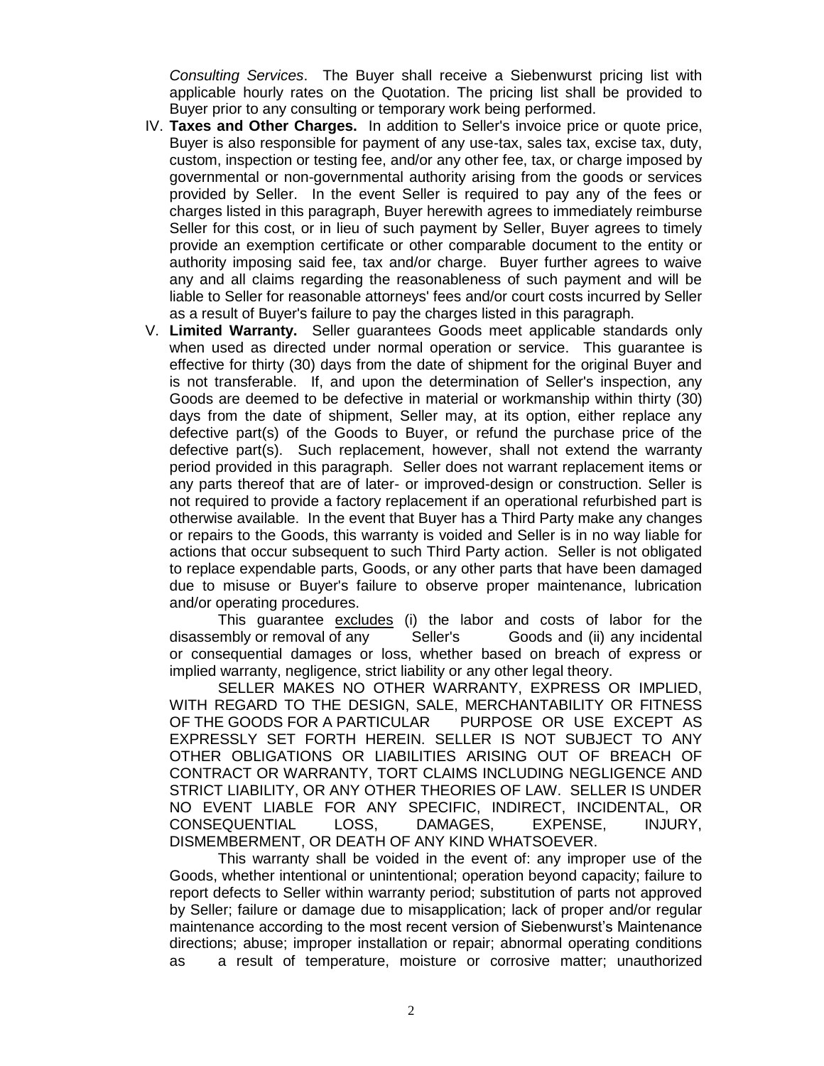*Consulting Services*. The Buyer shall receive a Siebenwurst pricing list with applicable hourly rates on the Quotation. The pricing list shall be provided to Buyer prior to any consulting or temporary work being performed.

IV. **Taxes and Other Charges.** In addition to Seller's invoice price or quote price, Buyer is also responsible for payment of any use-tax, sales tax, excise tax, duty, custom, inspection or testing fee, and/or any other fee, tax, or charge imposed by governmental or non-governmental authority arising from the goods or services provided by Seller. In the event Seller is required to pay any of the fees or charges listed in this paragraph, Buyer herewith agrees to immediately reimburse Seller for this cost, or in lieu of such payment by Seller, Buyer agrees to timely provide an exemption certificate or other comparable document to the entity or authority imposing said fee, tax and/or charge. Buyer further agrees to waive any and all claims regarding the reasonableness of such payment and will be liable to Seller for reasonable attorneys' fees and/or court costs incurred by Seller as a result of Buyer's failure to pay the charges listed in this paragraph.

V. **Limited Warranty.** Seller guarantees Goods meet applicable standards only when used as directed under normal operation or service. This guarantee is effective for thirty (30) days from the date of shipment for the original Buyer and is not transferable. If, and upon the determination of Seller's inspection, any Goods are deemed to be defective in material or workmanship within thirty (30) days from the date of shipment, Seller may, at its option, either replace any defective part(s) of the Goods to Buyer, or refund the purchase price of the defective part(s). Such replacement, however, shall not extend the warranty period provided in this paragraph. Seller does not warrant replacement items or any parts thereof that are of later- or improved-design or construction. Seller is not required to provide a factory replacement if an operational refurbished part is otherwise available. In the event that Buyer has a Third Party make any changes or repairs to the Goods, this warranty is voided and Seller is in no way liable for actions that occur subsequent to such Third Party action. Seller is not obligated to replace expendable parts, Goods, or any other parts that have been damaged due to misuse or Buyer's failure to observe proper maintenance, lubrication and/or operating procedures.

This guarantee excludes (i) the labor and costs of labor for the disassembly or removal of any Seller's Goods and (ii) any incidental or consequential damages or loss, whether based on breach of express or implied warranty, negligence, strict liability or any other legal theory.

SELLER MAKES NO OTHER WARRANTY, EXPRESS OR IMPLIED, WITH REGARD TO THE DESIGN, SALE, MERCHANTABILITY OR FITNESS OF THE GOODS FOR A PARTICULAR PURPOSE OR USE EXCEPT AS EXPRESSLY SET FORTH HEREIN. SELLER IS NOT SUBJECT TO ANY OTHER OBLIGATIONS OR LIABILITIES ARISING OUT OF BREACH OF CONTRACT OR WARRANTY, TORT CLAIMS INCLUDING NEGLIGENCE AND STRICT LIABILITY, OR ANY OTHER THEORIES OF LAW. SELLER IS UNDER NO EVENT LIABLE FOR ANY SPECIFIC, INDIRECT, INCIDENTAL, OR CONSEQUENTIAL LOSS, DAMAGES, EXPENSE, INJURY, DISMEMBERMENT, OR DEATH OF ANY KIND WHATSOEVER.

This warranty shall be voided in the event of: any improper use of the Goods, whether intentional or unintentional; operation beyond capacity; failure to report defects to Seller within warranty period; substitution of parts not approved by Seller; failure or damage due to misapplication; lack of proper and/or regular maintenance according to the most recent version of Siebenwurst's Maintenance directions; abuse; improper installation or repair; abnormal operating conditions as a result of temperature, moisture or corrosive matter; unauthorized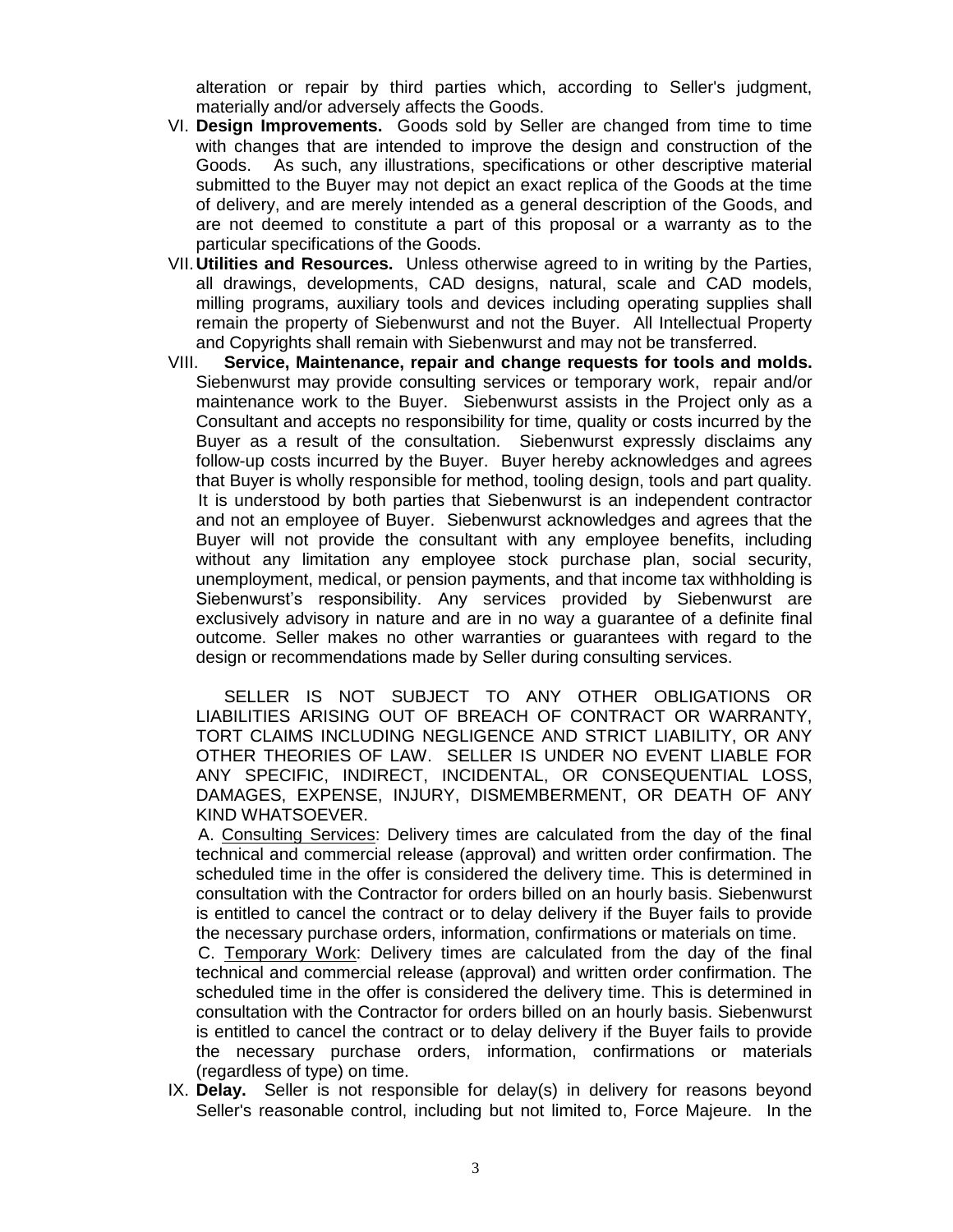alteration or repair by third parties which, according to Seller's judgment, materially and/or adversely affects the Goods.

VI. **Design Improvements.** Goods sold by Seller are changed from time to time with changes that are intended to improve the design and construction of the Goods. As such, any illustrations, specifications or other descriptive material submitted to the Buyer may not depict an exact replica of the Goods at the time of delivery, and are merely intended as a general description of the Goods, and are not deemed to constitute a part of this proposal or a warranty as to the particular specifications of the Goods.

VII. **Utilities and Resources.** Unless otherwise agreed to in writing by the Parties, all drawings, developments, CAD designs, natural, scale and CAD models, milling programs, auxiliary tools and devices including operating supplies shall remain the property of Siebenwurst and not the Buyer. All Intellectual Property and Copyrights shall remain with Siebenwurst and may not be transferred.

VIII. **Service, Maintenance, repair and change requests for tools and molds.** Siebenwurst may provide consulting services or temporary work, repair and/or maintenance work to the Buyer. Siebenwurst assists in the Project only as a Consultant and accepts no responsibility for time, quality or costs incurred by the Buyer as a result of the consultation. Siebenwurst expressly disclaims any follow-up costs incurred by the Buyer. Buyer hereby acknowledges and agrees that Buyer is wholly responsible for method, tooling design, tools and part quality. It is understood by both parties that Siebenwurst is an independent contractor and not an employee of Buyer. Siebenwurst acknowledges and agrees that the Buyer will not provide the consultant with any employee benefits, including without any limitation any employee stock purchase plan, social security, unemployment, medical, or pension payments, and that income tax withholding is Siebenwurst's responsibility. Any services provided by Siebenwurst are exclusively advisory in nature and are in no way a guarantee of a definite final outcome. Seller makes no other warranties or guarantees with regard to the design or recommendations made by Seller during consulting services.

SELLER IS NOT SUBJECT TO ANY OTHER OBLIGATIONS OR LIABILITIES ARISING OUT OF BREACH OF CONTRACT OR WARRANTY, TORT CLAIMS INCLUDING NEGLIGENCE AND STRICT LIABILITY, OR ANY OTHER THEORIES OF LAW. SELLER IS UNDER NO EVENT LIABLE FOR ANY SPECIFIC, INDIRECT, INCIDENTAL, OR CONSEQUENTIAL LOSS, DAMAGES, EXPENSE, INJURY, DISMEMBERMENT, OR DEATH OF ANY KIND WHATSOEVER.

A. <u>Consulting Services</u>: Delivery times are calculated from the day of the final technical and commercial release (approval) and written order confirmation. The scheduled time in the offer is considered the delivery time. This is determined in consultation with the Contractor for orders billed on an hourly basis. Siebenwurst is entitled to cancel the contract or to delay delivery if the Buyer fails to provide the necessary purchase orders, information, confirmations or materials on time.

C. <u>Temporary Work</u>: Delivery times are calculated from the day of the final technical and commercial release (approval) and written order confirmation. The scheduled time in the offer is considered the delivery time. This is determined in consultation with the Contractor for orders billed on an hourly basis. Siebenwurst is entitled to cancel the contract or to delay delivery if the Buyer fails to provide the necessary purchase orders, information, confirmations or materials (regardless of type) on time.

IX. **Delay.** Seller is not responsible for delay(s) in delivery for reasons beyond Seller's reasonable control, including but not limited to, Force Majeure. In the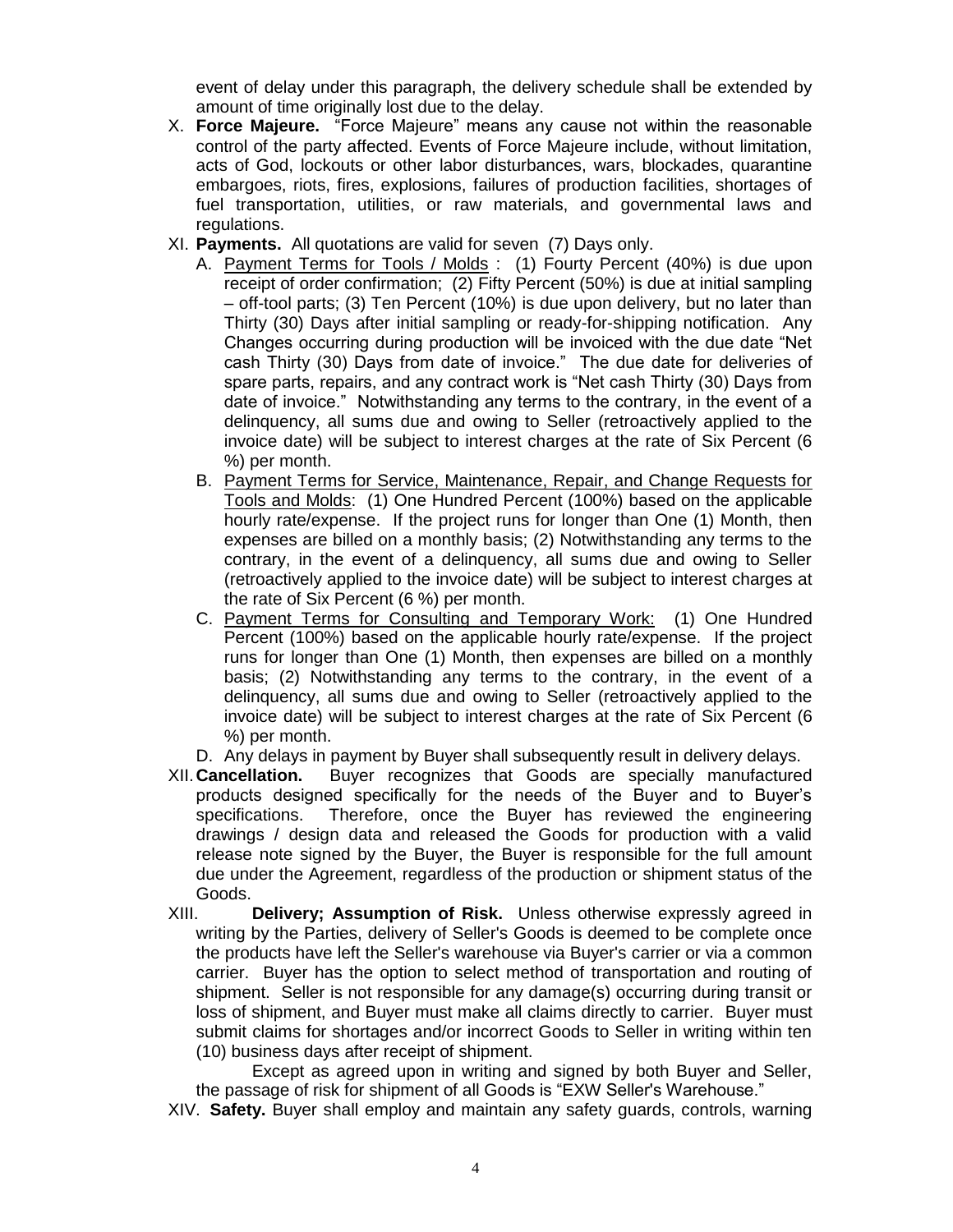event of delay under this paragraph, the delivery schedule shall be extended by amount of time originally lost due to the delay.

X. **Force Majeure.** "Force Majeure" means any cause not within the reasonable control of the party affected. Events of Force Majeure include, without limitation, acts of God, lockouts or other labor disturbances, wars, blockades, quarantine embargoes, riots, fires, explosions, failures of production facilities, shortages of fuel transportation, utilities, or raw materials, and governmental laws and regulations.

XI. **Payments.** All quotations are valid for seven (7) Days only.

   A. <u>Payment Terms for Tools / Molds</u> : (1) Fourty Percent (40%) is due upon receipt of order confirmation; (2) Fifty Percent (50%) is due at initial sampling – off-tool parts; (3) Ten Percent (10%) is due upon delivery, but no later than Thirty (30) Days after initial sampling or ready-for-shipping notification. Any Changes occurring during production will be invoiced with the due date "Net cash Thirty (30) Days from date of invoice." The due date for deliveries of spare parts, repairs, and any contract work is "Net cash Thirty (30) Days from date of invoice." Notwithstanding any terms to the contrary, in the event of a delinquency, all sums due and owing to Seller (retroactively applied to the invoice date) will be subject to interest charges at the rate of Six Percent (6 %) per month.

   B. <u>Payment Terms for Service, Maintenance, Repair, and Change Requests for Tools and Molds</u>: (1) One Hundred Percent (100%) based on the applicable hourly rate/expense. If the project runs for longer than One (1) Month, then expenses are billed on a monthly basis; (2) Notwithstanding any terms to the contrary, in the event of a delinquency, all sums due and owing to Seller (retroactively applied to the invoice date) will be subject to interest charges at the rate of Six Percent (6 %) per month.

   C. <u>Payment Terms for Consulting and Temporary Work:</u> (1) One Hundred Percent (100%) based on the applicable hourly rate/expense. If the project runs for longer than One (1) Month, then expenses are billed on a monthly basis; (2) Notwithstanding any terms to the contrary, in the event of a delinquency, all sums due and owing to Seller (retroactively applied to the invoice date) will be subject to interest charges at the rate of Six Percent (6 %) per month.

   D. Any delays in payment by Buyer shall subsequently result in delivery delays.

XII. **Cancellation.** Buyer recognizes that Goods are specially manufactured products designed specifically for the needs of the Buyer and to Buyer's specifications. Therefore, once the Buyer has reviewed the engineering drawings / design data and released the Goods for production with a valid release note signed by the Buyer, the Buyer is responsible for the full amount due under the Agreement, regardless of the production or shipment status of the Goods.

XIII. **Delivery; Assumption of Risk.** Unless otherwise expressly agreed in writing by the Parties, delivery of Seller's Goods is deemed to be complete once the products have left the Seller's warehouse via Buyer's carrier or via a common carrier. Buyer has the option to select method of transportation and routing of shipment. Seller is not responsible for any damage(s) occurring during transit or loss of shipment, and Buyer must make all claims directly to carrier. Buyer must submit claims for shortages and/or incorrect Goods to Seller in writing within ten (10) business days after receipt of shipment.

   Except as agreed upon in writing and signed by both Buyer and Seller, the passage of risk for shipment of all Goods is "EXW Seller's Warehouse."

XIV. **Safety.** Buyer shall employ and maintain any safety guards, controls, warning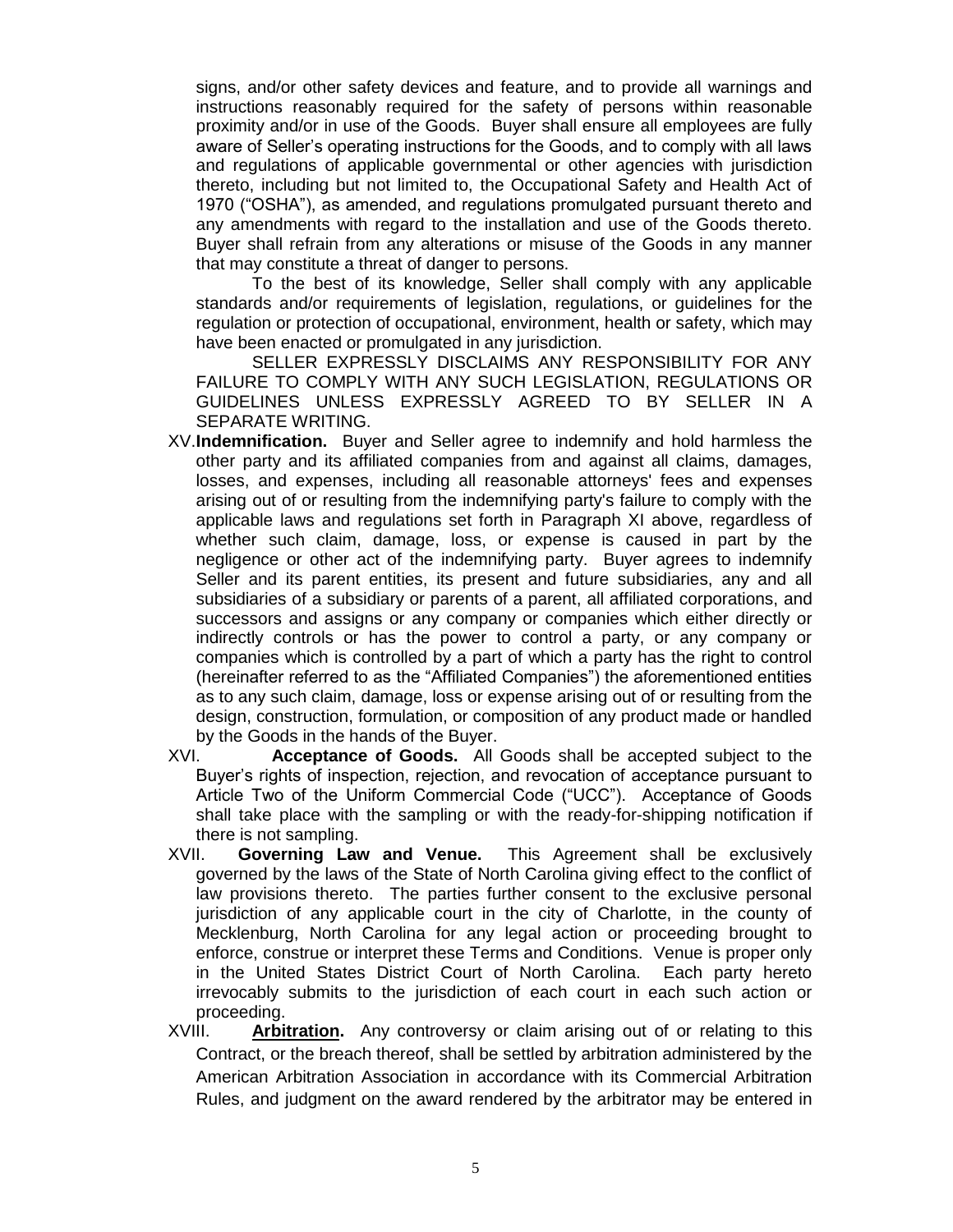signs, and/or other safety devices and feature, and to provide all warnings and instructions reasonably required for the safety of persons within reasonable proximity and/or in use of the Goods. Buyer shall ensure all employees are fully aware of Seller's operating instructions for the Goods, and to comply with all laws and regulations of applicable governmental or other agencies with jurisdiction thereto, including but not limited to, the Occupational Safety and Health Act of 1970 ("OSHA"), as amended, and regulations promulgated pursuant thereto and any amendments with regard to the installation and use of the Goods thereto. Buyer shall refrain from any alterations or misuse of the Goods in any manner that may constitute a threat of danger to persons.

To the best of its knowledge, Seller shall comply with any applicable standards and/or requirements of legislation, regulations, or guidelines for the regulation or protection of occupational, environment, health or safety, which may have been enacted or promulgated in any jurisdiction.

SELLER EXPRESSLY DISCLAIMS ANY RESPONSIBILITY FOR ANY FAILURE TO COMPLY WITH ANY SUCH LEGISLATION, REGULATIONS OR GUIDELINES UNLESS EXPRESSLY AGREED TO BY SELLER IN A SEPARATE WRITING.

XV. **Indemnification.** Buyer and Seller agree to indemnify and hold harmless the other party and its affiliated companies from and against all claims, damages, losses, and expenses, including all reasonable attorneys' fees and expenses arising out of or resulting from the indemnifying party's failure to comply with the applicable laws and regulations set forth in Paragraph XI above, regardless of whether such claim, damage, loss, or expense is caused in part by the negligence or other act of the indemnifying party. Buyer agrees to indemnify Seller and its parent entities, its present and future subsidiaries, any and all subsidiaries of a subsidiary or parents of a parent, all affiliated corporations, and successors and assigns or any company or companies which either directly or indirectly controls or has the power to control a party, or any company or companies which is controlled by a part of which a party has the right to control (hereinafter referred to as the "Affiliated Companies") the aforementioned entities as to any such claim, damage, loss or expense arising out of or resulting from the design, construction, formulation, or composition of any product made or handled by the Goods in the hands of the Buyer.

XVI. **Acceptance of Goods.** All Goods shall be accepted subject to the Buyer's rights of inspection, rejection, and revocation of acceptance pursuant to Article Two of the Uniform Commercial Code ("UCC"). Acceptance of Goods shall take place with the sampling or with the ready-for-shipping notification if there is not sampling.

XVII. **Governing Law and Venue.** This Agreement shall be exclusively governed by the laws of the State of North Carolina giving effect to the conflict of law provisions thereto. The parties further consent to the exclusive personal jurisdiction of any applicable court in the city of Charlotte, in the county of Mecklenburg, North Carolina for any legal action or proceeding brought to enforce, construe or interpret these Terms and Conditions. Venue is proper only in the United States District Court of North Carolina. Each party hereto irrevocably submits to the jurisdiction of each court in each such action or proceeding.

XVIII. **Arbitration.** Any controversy or claim arising out of or relating to this Contract, or the breach thereof, shall be settled by arbitration administered by the American Arbitration Association in accordance with its Commercial Arbitration Rules, and judgment on the award rendered by the arbitrator may be entered in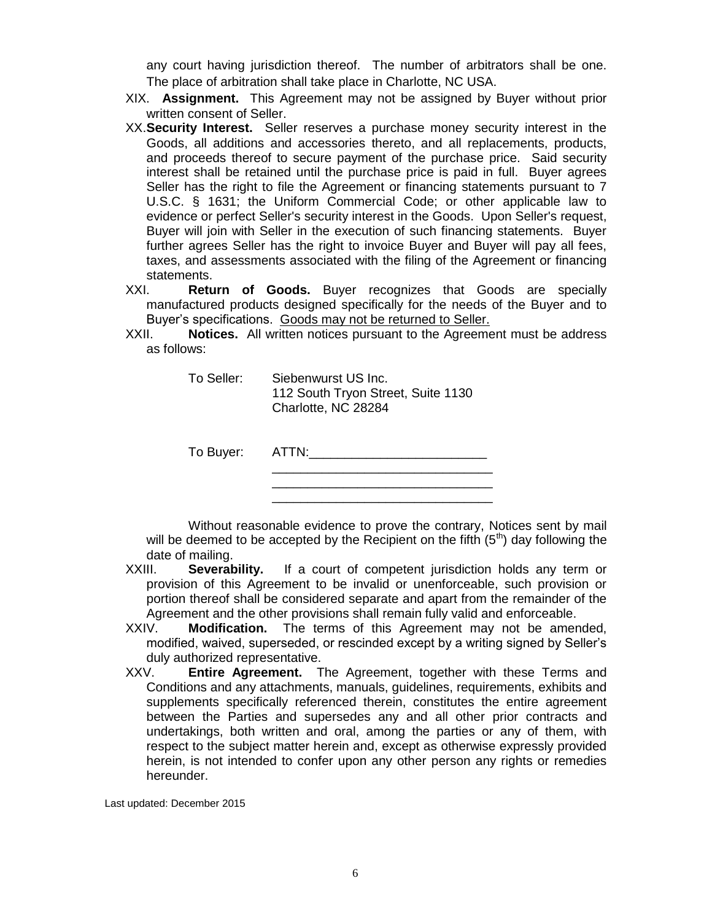any court having jurisdiction thereof. The number of arbitrators shall be one. The place of arbitration shall take place in Charlotte, NC USA.

XIX. **Assignment.** This Agreement may not be assigned by Buyer without prior written consent of Seller.

XX. **Security Interest.** Seller reserves a purchase money security interest in the Goods, all additions and accessories thereto, and all replacements, products, and proceeds thereof to secure payment of the purchase price. Said security interest shall be retained until the purchase price is paid in full. Buyer agrees Seller has the right to file the Agreement or financing statements pursuant to 7 U.S.C. § 1631; the Uniform Commercial Code; or other applicable law to evidence or perfect Seller's security interest in the Goods. Upon Seller's request, Buyer will join with Seller in the execution of such financing statements. Buyer further agrees Seller has the right to invoice Buyer and Buyer will pay all fees, taxes, and assessments associated with the filing of the Agreement or financing statements.

XXI. **Return of Goods.** Buyer recognizes that Goods are specially manufactured products designed specifically for the needs of the Buyer and to Buyer's specifications. <u>Goods may not be returned to Seller.</u>

XXII. **Notices.** All written notices pursuant to the Agreement must be address as follows:

To Seller: Siebenwurst US Inc.
112 South Tryon Street, Suite 1130
Charlotte, NC 28284

To Buyer: ATTN:________________________
______________________________
______________________________
______________________________

Without reasonable evidence to prove the contrary, Notices sent by mail will be deemed to be accepted by the Recipient on the fifth (5th) day following the date of mailing.

XXIII. **Severability.** If a court of competent jurisdiction holds any term or provision of this Agreement to be invalid or unenforceable, such provision or portion thereof shall be considered separate and apart from the remainder of the Agreement and the other provisions shall remain fully valid and enforceable.

XXIV. **Modification.** The terms of this Agreement may not be amended, modified, waived, superseded, or rescinded except by a writing signed by Seller's duly authorized representative.

XXV. **Entire Agreement.** The Agreement, together with these Terms and Conditions and any attachments, manuals, guidelines, requirements, exhibits and supplements specifically referenced therein, constitutes the entire agreement between the Parties and supersedes any and all other prior contracts and undertakings, both written and oral, among the parties or any of them, with respect to the subject matter herein and, except as otherwise expressly provided herein, is not intended to confer upon any other person any rights or remedies hereunder.

Last updated: December 2015